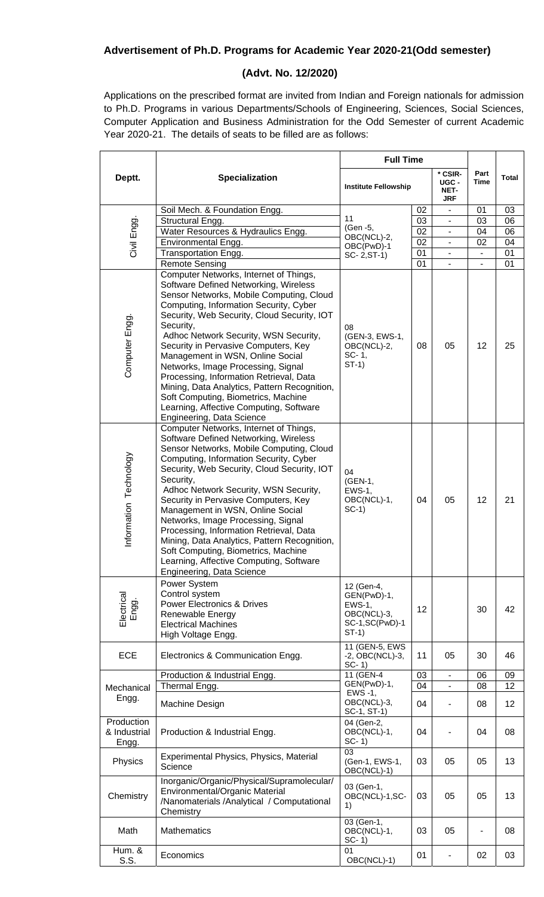## Advertisement of Ph.D. Programs for Academic Year 2020-21(Odd semester)

## (Advt. No. 12/2020)

Applications on the prescribed format are invited from Indian and Foreign nationals for admission to Ph.D. Programs in various Departments/Schools of Engineering, Sciences, Social Sciences, Computer Application and Business Administration for the Odd Semester of current Academic Year 2020-21. The details of seats to be filled are as follows:

| Deptt. | Specialization | Full Time | | | Part Time | Total |
|---|---|---|---|---|---|---|
| | | Institute Fellowship | | * CSIR-UGC - NET-JRF | | |
| Civil Engg. | Soil Mech. & Foundation Engg. | 11 (Gen -5, OBC(NCL)-2, OBC(PwD)-1 SC- 2,ST-1) | 02 | - | 01 | 03 |
| | Structural Engg. | | 03 | - | 03 | 06 |
| | Water Resources & Hydraulics Engg. | | 02 | - | 04 | 06 |
| | Environmental Engg. | | 02 | - | 02 | 04 |
| | Transportation Engg. | | 01 | - | - | 01 |
| | Remote Sensing | | 01 | - | - | 01 |
| Computer Engg. | Computer Networks, Internet of Things, Software Defined Networking, Wireless Sensor Networks, Mobile Computing, Cloud Computing, Information Security, Cyber Security, Web Security, Cloud Security, IOT Security, Adhoc Network Security, WSN Security, Security in Pervasive Computers, Key Management in WSN, Online Social Networks, Image Processing, Signal Processing, Information Retrieval, Data Mining, Data Analytics, Pattern Recognition, Soft Computing, Biometrics, Machine Learning, Affective Computing, Software Engineering, Data Science | 08 (GEN-3, EWS-1, OBC(NCL)-2, SC- 1, ST-1) | 08 | 05 | 12 | 25 |
| Information Technology | Computer Networks, Internet of Things, Software Defined Networking, Wireless Sensor Networks, Mobile Computing, Cloud Computing, Information Security, Cyber Security, Web Security, Cloud Security, IOT Security, Adhoc Network Security, WSN Security, Security in Pervasive Computers, Key Management in WSN, Online Social Networks, Image Processing, Signal Processing, Information Retrieval, Data Mining, Data Analytics, Pattern Recognition, Soft Computing, Biometrics, Machine Learning, Affective Computing, Software Engineering, Data Science | 04 (GEN-1, EWS-1, OBC(NCL)-1, SC-1) | 04 | 05 | 12 | 21 |
| Electrical Engg. | Power System<br>Control system<br>Power Electronics & Drives<br>Renewable Energy<br>Electrical Machines<br>High Voltage Engg. | 12 (Gen-4, GEN(PwD)-1, EWS-1, OBC(NCL)-3, SC-1,SC(PwD)-1 ST-1) | 12 | | 30 | 42 |
| ECE | Electronics & Communication Engg. | 11 (GEN-5, EWS -2, OBC(NCL)-3, SC- 1) | 11 | 05 | 30 | 46 |
| Mechanical Engg. | Production & Industrial Engg. | 11 (GEN-4 GEN(PwD)-1, EWS -1, OBC(NCL)-3, SC-1, ST-1) | 03 | - | 06 | 09 |
| | Thermal Engg. | | 04 | - | 08 | 12 |
| | Machine Design | | 04 | - | 08 | 12 |
| Production & Industrial Engg. | Production & Industrial Engg. | 04 (Gen-2, OBC(NCL)-1, SC- 1) | 04 | - | 04 | 08 |
| Physics | Experimental Physics, Physics, Material Science | 03 (Gen-1, EWS-1, OBC(NCL)-1) | 03 | 05 | 05 | 13 |
| Chemistry | Inorganic/Organic/Physical/Supramolecular/ Environmental/Organic Material /Nanomaterials /Analytical / Computational Chemistry | 03 (Gen-1, OBC(NCL)-1,SC-1) | 03 | 05 | 05 | 13 |
| Math | Mathematics | 03 (Gen-1, OBC(NCL)-1, SC- 1) | 03 | 05 | - | 08 |
| Hum. & S.S. | Economics | 01 OBC(NCL)-1) | 01 | - | 02 | 03 |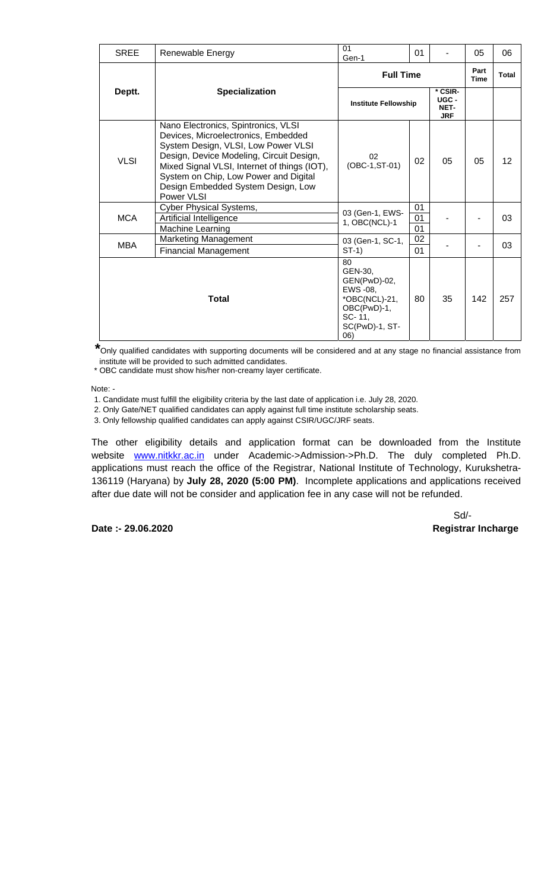| Deptt. | Specialization | Full Time | | | Part Time | Total |
|---|---|---|---|---|---|---|
| | | Institute Fellowship | | * CSIR-UGC - NET-JRF | | |
| SREE | Renewable Energy | 01 Gen-1 | 01 | - | 05 | 06 |
| VLSI | Nano Electronics, Spintronics, VLSI Devices, Microelectronics, Embedded System Design, VLSI, Low Power VLSI Design, Device Modeling, Circuit Design, Mixed Signal VLSI, Internet of things (IOT), System on Chip, Low Power and Digital Design Embedded System Design, Low Power VLSI | 02 (OBC-1,ST-01) | 02 | 05 | 05 | 12 |
| MCA | Cyber Physical Systems, | 03 (Gen-1, EWS-1, OBC(NCL)-1 | 01 | - | - | 03 |
| | Artificial Intelligence | | 01 | | | |
| | Machine Learning | | 01 | | | |
| MBA | Marketing Management | 03 (Gen-1, SC-1, ST-1) | 02 | - | - | 03 |
| | Financial Management | | 01 | | | |
| Total | | 80 GEN-30, GEN(PwD)-02, EWS -08, *OBC(NCL)-21, OBC(PwD)-1, SC- 11, SC(PwD)-1, ST-06) | 80 | 35 | 142 | 257 |

*Only qualified candidates with supporting documents will be considered and at any stage no financial assistance from institute will be provided to such admitted candidates.

* OBC candidate must show his/her non-creamy layer certificate.

Note: -

1. Candidate must fulfill the eligibility criteria by the last date of application i.e. July 28, 2020.
2. Only Gate/NET qualified candidates can apply against full time institute scholarship seats.
3. Only fellowship qualified candidates can apply against CSIR/UGC/JRF seats.

The other eligibility details and application format can be downloaded from the Institute website [www.nitkkr.ac.in](http://www.nitkkr.ac.in) under Academic->Admission->Ph.D. The duly completed Ph.D. applications must reach the office of the Registrar, National Institute of Technology, Kurukshetra-136119 (Haryana) by **July 28, 2020 (5:00 PM)**. Incomplete applications and applications received after due date will not be consider and application fee in any case will not be refunded.

Sd/-

**Date :- 29.06.2020** **Registrar Incharge**